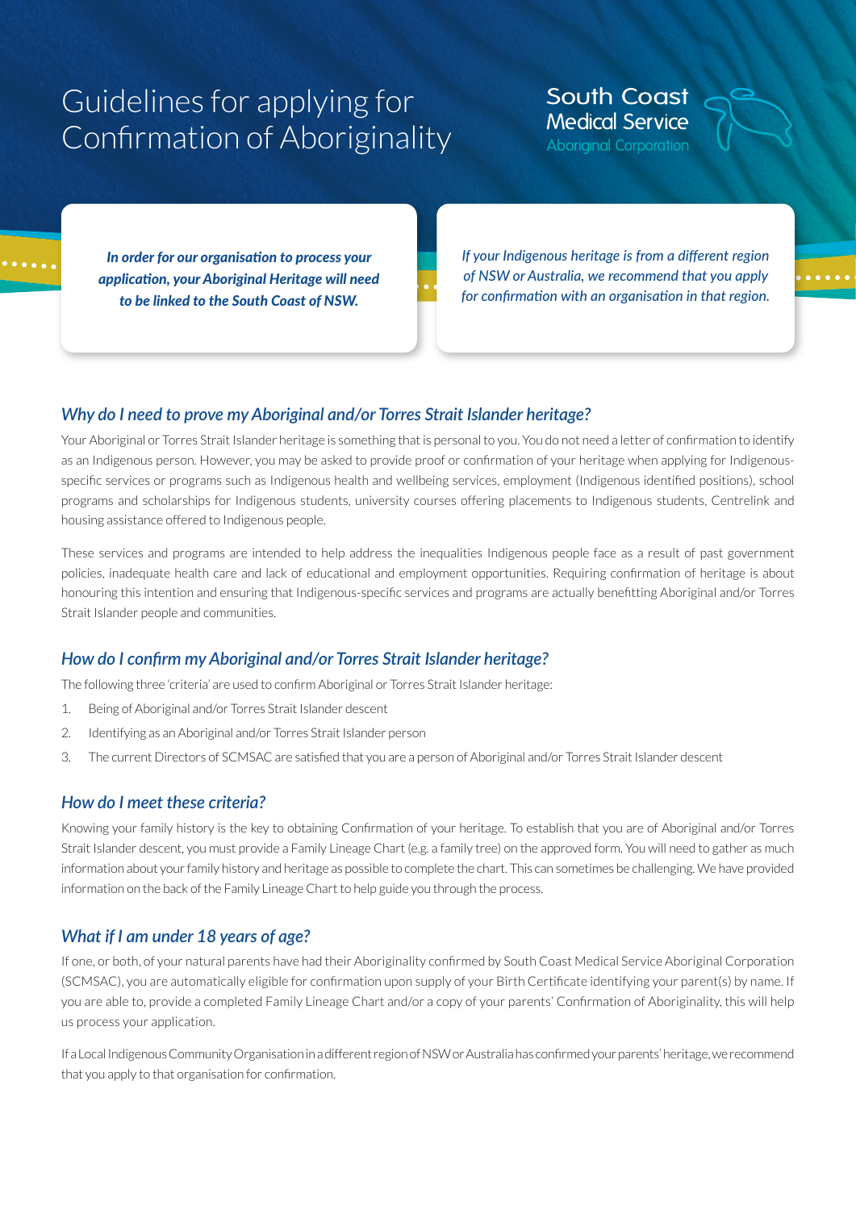# Guidelines for applying for Confirmation of Aboriginality

South Coast Medical Service
Aboriginal Corporation

***In order for our organisation to process your application, your Aboriginal Heritage will need to be linked to the South Coast of NSW.***

*If your Indigenous heritage is from a different region of NSW or Australia, we recommend that you apply for confirmation with an organisation in that region.*

## *Why do I need to prove my Aboriginal and/or Torres Strait Islander heritage?*

Your Aboriginal or Torres Strait Islander heritage is something that is personal to you. You do not need a letter of confirmation to identify as an Indigenous person. However, you may be asked to provide proof or confirmation of your heritage when applying for Indigenous-specific services or programs such as Indigenous health and wellbeing services, employment (Indigenous identified positions), school programs and scholarships for Indigenous students, university courses offering placements to Indigenous students, Centrelink and housing assistance offered to Indigenous people.

These services and programs are intended to help address the inequalities Indigenous people face as a result of past government policies, inadequate health care and lack of educational and employment opportunities. Requiring confirmation of heritage is about honouring this intention and ensuring that Indigenous-specific services and programs are actually benefitting Aboriginal and/or Torres Strait Islander people and communities.

## *How do I confirm my Aboriginal and/or Torres Strait Islander heritage?*

The following three 'criteria' are used to confirm Aboriginal or Torres Strait Islander heritage:

1. Being of Aboriginal and/or Torres Strait Islander descent
2. Identifying as an Aboriginal and/or Torres Strait Islander person
3. The current Directors of SCMSAC are satisfied that you are a person of Aboriginal and/or Torres Strait Islander descent

## *How do I meet these criteria?*

Knowing your family history is the key to obtaining Confirmation of your heritage. To establish that you are of Aboriginal and/or Torres Strait Islander descent, you must provide a Family Lineage Chart (e.g. a family tree) on the approved form. You will need to gather as much information about your family history and heritage as possible to complete the chart. This can sometimes be challenging. We have provided information on the back of the Family Lineage Chart to help guide you through the process.

## *What if I am under 18 years of age?*

If one, or both, of your natural parents have had their Aboriginality confirmed by South Coast Medical Service Aboriginal Corporation (SCMSAC), you are automatically eligible for confirmation upon supply of your Birth Certificate identifying your parent(s) by name. If you are able to, provide a completed Family Lineage Chart and/or a copy of your parents' Confirmation of Aboriginality, this will help us process your application.

If a Local Indigenous Community Organisation in a different region of NSW or Australia has confirmed your parents' heritage, we recommend that you apply to that organisation for confirmation.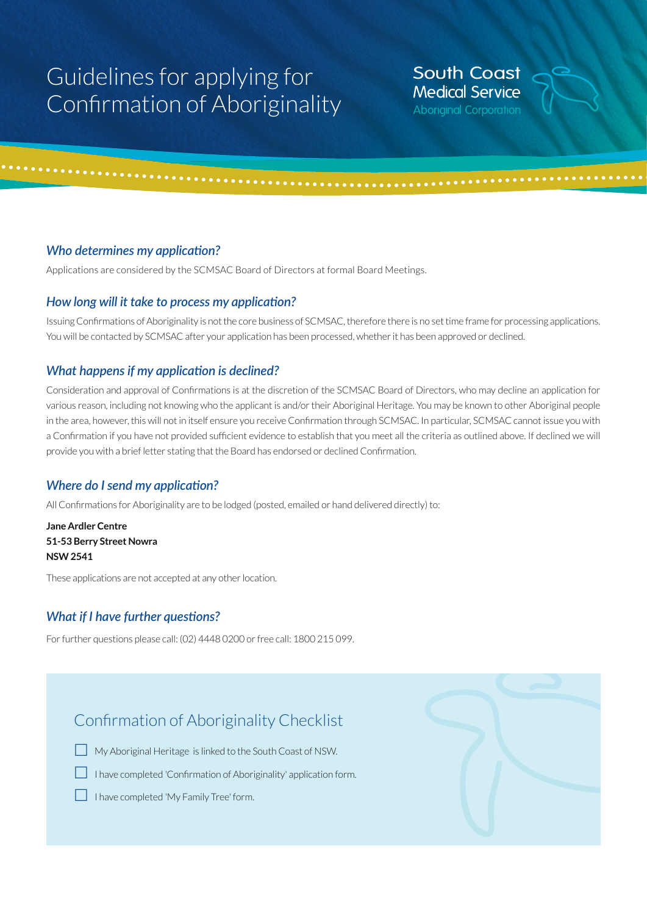# Guidelines for applying for Confirmation of Aboriginality

South Coast Medical Service
Aboriginal Corporation

### *Who determines my application?*

Applications are considered by the SCMSAC Board of Directors at formal Board Meetings.

### *How long will it take to process my application?*

Issuing Confirmations of Aboriginality is not the core business of SCMSAC, therefore there is no set time frame for processing applications. You will be contacted by SCMSAC after your application has been processed, whether it has been approved or declined.

### *What happens if my application is declined?*

Consideration and approval of Confirmations is at the discretion of the SCMSAC Board of Directors, who may decline an application for various reason, including not knowing who the applicant is and/or their Aboriginal Heritage. You may be known to other Aboriginal people in the area, however, this will not in itself ensure you receive Confirmation through SCMSAC. In particular, SCMSAC cannot issue you with a Confirmation if you have not provided sufficient evidence to establish that you meet all the criteria as outlined above. If declined we will provide you with a brief letter stating that the Board has endorsed or declined Confirmation.

### *Where do I send my application?*

All Confirmations for Aboriginality are to be lodged (posted, emailed or hand delivered directly) to:

**Jane Ardler Centre**
**51-53 Berry Street Nowra**
**NSW 2541**

These applications are not accepted at any other location.

### *What if I have further questions?*

For further questions please call: (02) 4448 0200 or free call: 1800 215 099.

## Confirmation of Aboriginality Checklist

- [ ] My Aboriginal Heritage is linked to the South Coast of NSW.
- [ ] I have completed 'Confirmation of Aboriginality' application form.
- [ ] I have completed 'My Family Tree' form.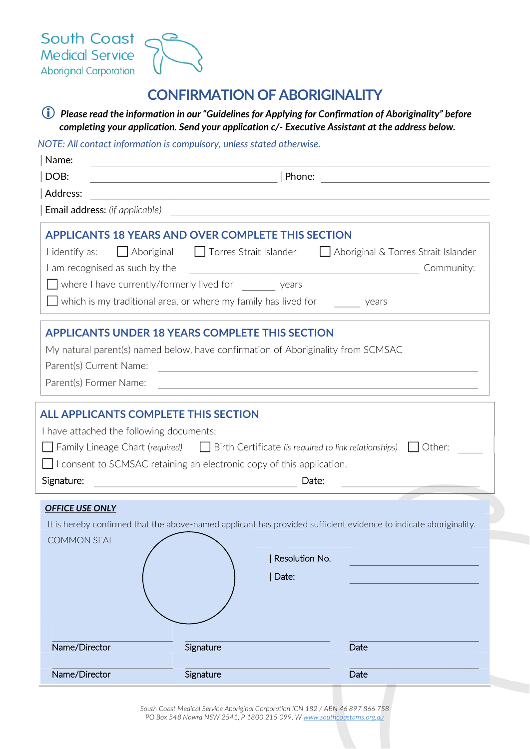South Coast Medical Service Aboriginal Corporation

# CONFIRMATION OF ABORIGINALITY

ⓘ ***Please read the information in our "Guidelines for Applying for Confirmation of Aboriginality" before completing your application. Send your application c/- Executive Assistant at the address below.***

*NOTE: All contact information is compulsory, unless stated otherwise.*

Name: ____________________

DOB: ____________________ | Phone: ____________________

Address: ____________________

Email address: *(if applicable)* ____________________

## APPLICANTS 18 YEARS AND OVER COMPLETE THIS SECTION

I identify as: ☐ Aboriginal ☐ Torres Strait Islander ☐ Aboriginal & Torres Strait Islander

I am recognised as such by the ____________________ Community:

☐ where I have currently/formerly lived for ______ years

☐ which is my traditional area, or where my family has lived for ______ years

## APPLICANTS UNDER 18 YEARS COMPLETE THIS SECTION

My natural parent(s) named below, have confirmation of Aboriginality from SCMSAC

Parent(s) Current Name: ____________________

Parent(s) Former Name: ____________________

## ALL APPLICANTS COMPLETE THIS SECTION

I have attached the following documents:

☐ Family Lineage Chart *(required)* ☐ Birth Certificate *(is required to link relationships)* ☐ Other: ______

☐ I consent to SCMSAC retaining an electronic copy of this application.

Signature: ____________________ Date: ____________________

***OFFICE USE ONLY***

It is hereby confirmed that the above-named applicant has provided sufficient evidence to indicate aboriginality.

COMMON SEAL

Resolution No. ____________________

Date: ____________________

| Name/Director | Signature | Date |
|---|---|---|
| Name/Director | Signature | Date |

*South Coast Medical Service Aboriginal Corporation ICN 182 / ABN 46 897 866 758*
*PO Box 548 Nowra NSW 2541, P 1800 215 099, W www.southcoastams.org.au*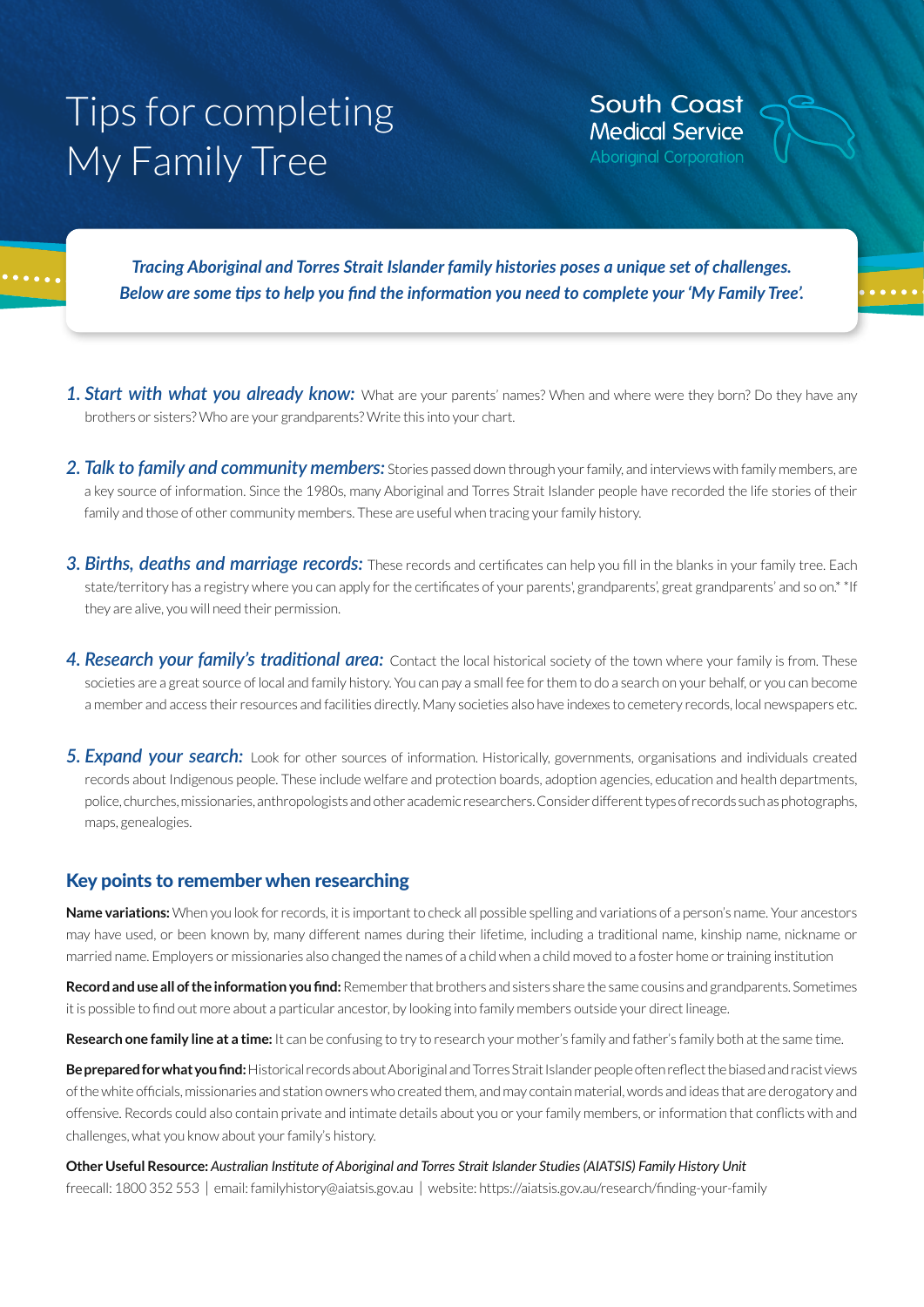# Tips for completing My Family Tree

South Coast Medical Service
Aboriginal Corporation

***Tracing Aboriginal and Torres Strait Islander family histories poses a unique set of challenges. Below are some tips to help you find the information you need to complete your 'My Family Tree'.***

1. ***Start with what you already know:*** What are your parents' names? When and where were they born? Do they have any brothers or sisters? Who are your grandparents? Write this into your chart.

2. ***Talk to family and community members:*** Stories passed down through your family, and interviews with family members, are a key source of information. Since the 1980s, many Aboriginal and Torres Strait Islander people have recorded the life stories of their family and those of other community members. These are useful when tracing your family history.

3. ***Births, deaths and marriage records:*** These records and certificates can help you fill in the blanks in your family tree. Each state/territory has a registry where you can apply for the certificates of your parents', grandparents', great grandparents' and so on.* *If they are alive, you will need their permission.

4. ***Research your family's traditional area:*** Contact the local historical society of the town where your family is from. These societies are a great source of local and family history. You can pay a small fee for them to do a search on your behalf, or you can become a member and access their resources and facilities directly. Many societies also have indexes to cemetery records, local newspapers etc.

5. ***Expand your search:*** Look for other sources of information. Historically, governments, organisations and individuals created records about Indigenous people. These include welfare and protection boards, adoption agencies, education and health departments, police, churches, missionaries, anthropologists and other academic researchers. Consider different types of records such as photographs, maps, genealogies.

## Key points to remember when researching

**Name variations:** When you look for records, it is important to check all possible spelling and variations of a person's name. Your ancestors may have used, or been known by, many different names during their lifetime, including a traditional name, kinship name, nickname or married name. Employers or missionaries also changed the names of a child when a child moved to a foster home or training institution

**Record and use all of the information you find:** Remember that brothers and sisters share the same cousins and grandparents. Sometimes it is possible to find out more about a particular ancestor, by looking into family members outside your direct lineage.

**Research one family line at a time:** It can be confusing to try to research your mother's family and father's family both at the same time.

**Be prepared for what you find:** Historical records about Aboriginal and Torres Strait Islander people often reflect the biased and racist views of the white officials, missionaries and station owners who created them, and may contain material, words and ideas that are derogatory and offensive. Records could also contain private and intimate details about you or your family members, or information that conflicts with and challenges, what you know about your family's history.

**Other Useful Resource:** *Australian Institute of Aboriginal and Torres Strait Islander Studies (AIATSIS) Family History Unit*
freecall: 1800 352 553 | email: familyhistory@aiatsis.gov.au | website: https://aiatsis.gov.au/research/finding-your-family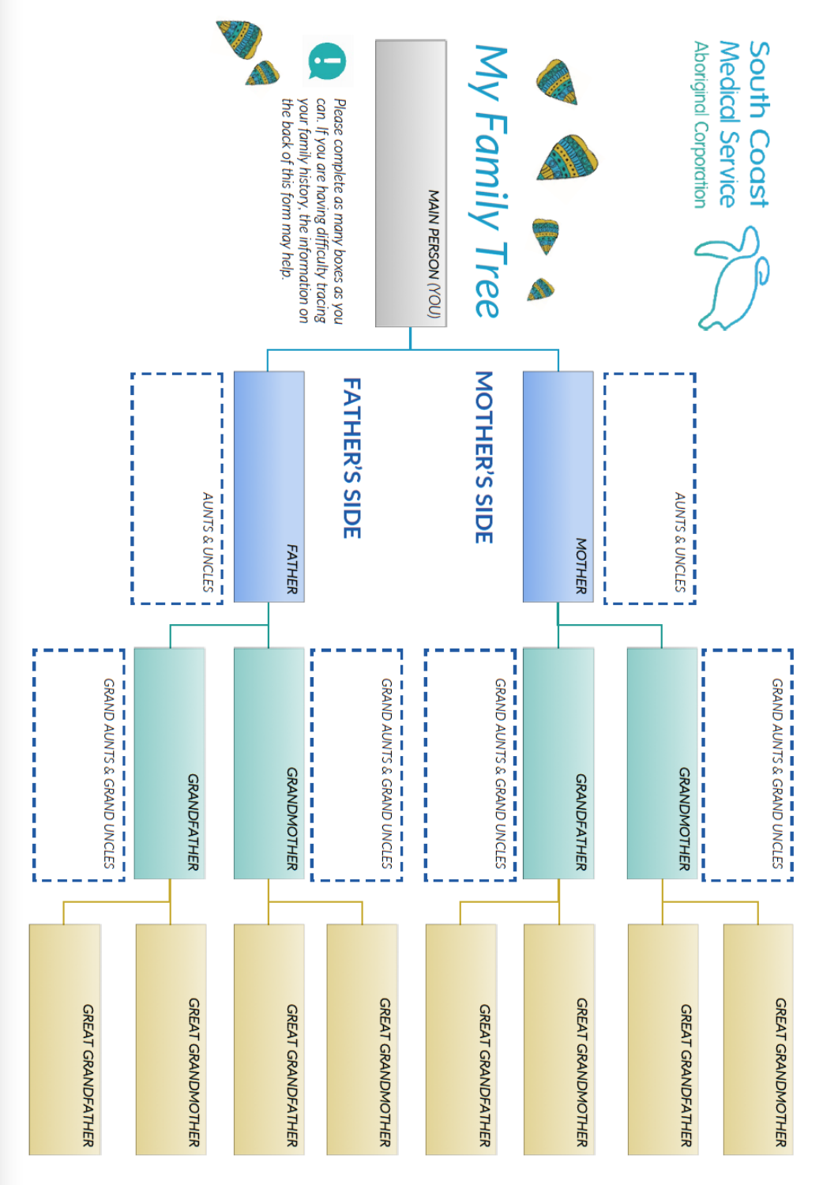South Coast Medical Service Aboriginal Corporation

# My Family Tree

Please complete as many boxes as you can. If you are having difficulty tracing your family history, the information on the back of this form may help.

MAIN PERSON (YOU)

## MOTHER'S SIDE

MOTHER

AUNTS & UNCLES

GRANDMOTHER

GRAND AUNTS & GRAND UNCLES

GREAT GRANDMOTHER

GREAT GRANDFATHER

GRANDFATHER

GRAND AUNTS & GRAND UNCLES

GREAT GRANDMOTHER

GREAT GRANDFATHER

## FATHER'S SIDE

FATHER

AUNTS & UNCLES

GRANDMOTHER

GRAND AUNTS & GRAND UNCLES

GREAT GRANDMOTHER

GREAT GRANDFATHER

GRANDFATHER

GRAND AUNTS & GRAND UNCLES

GREAT GRANDMOTHER

GREAT GRANDFATHER